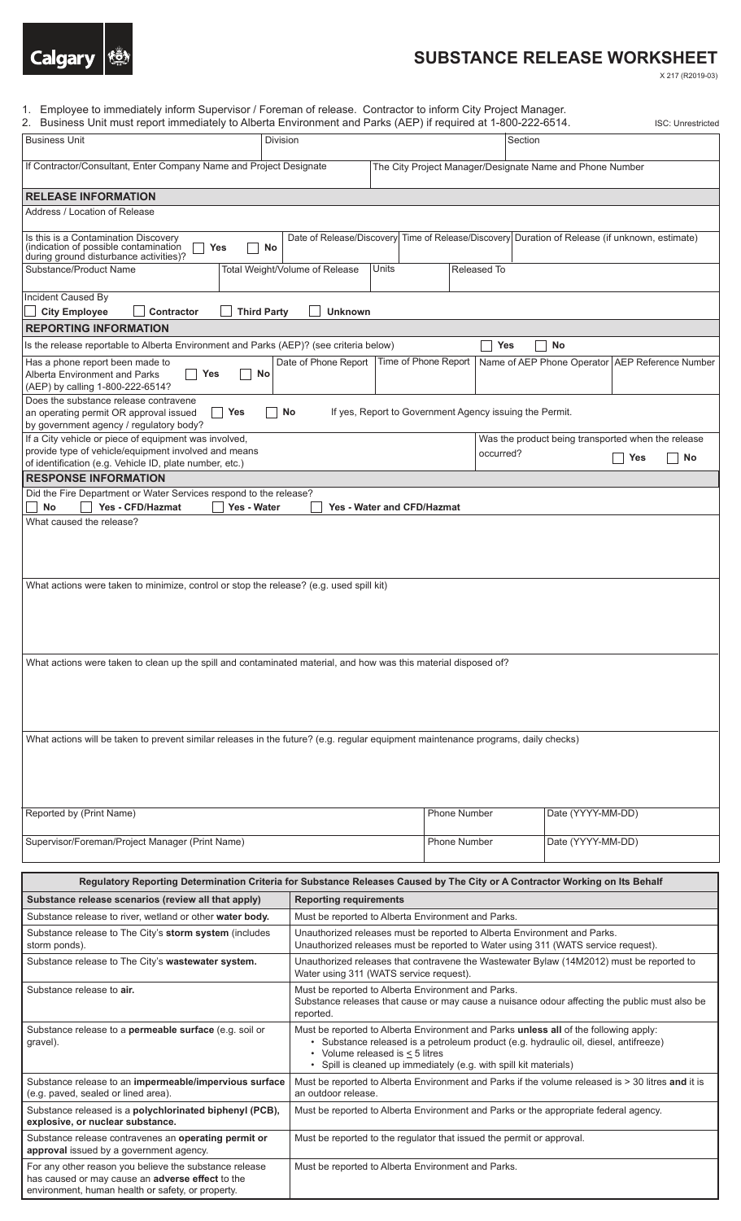Calgary

# SUBSTANCE RELEASE WORKSHEET

X 217 (R2019-03)

1. Employee to immediately inform Supervisor / Foreman of release. Contractor to inform City Project Manager.
2. Business Unit must report immediately to Alberta Environment and Parks (AEP) if required at 1-800-222-6514.

ISC: Unrestricted

| Business Unit | Division | Section |
|---|---|---|
| | | |

| If Contractor/Consultant, Enter Company Name and Project Designate | The City Project Manager/Designate Name and Phone Number |
|---|---|
| | |

## RELEASE INFORMATION

Address / Location of Release

| Is this is a Contamination Discovery (indication of possible contamination during ground disturbance activities)? ☐ Yes ☐ No | Date of Release/Discovery | Time of Release/Discovery | Duration of Release (if unknown, estimate) |
|---|---|---|---|
| | | | |

| Substance/Product Name | Total Weight/Volume of Release | Units | Released To |
|---|---|---|---|
| | | | |

Incident Caused By
☐ City Employee ☐ Contractor ☐ Third Party ☐ Unknown

## REPORTING INFORMATION

Is the release reportable to Alberta Environment and Parks (AEP)? (see criteria below) ☐ Yes ☐ No

| Has a phone report been made to Alberta Environment and Parks (AEP) by calling 1-800-222-6514? ☐ Yes ☐ No | Date of Phone Report | Time of Phone Report | Name of AEP Phone Operator | AEP Reference Number |
|---|---|---|---|---|
| | | | | |

Does the substance release contravene an operating permit OR approval issued by government agency / regulatory body? ☐ Yes ☐ No  If yes, Report to Government Agency issuing the Permit.

| If a City vehicle or piece of equipment was involved, provide type of vehicle/equipment involved and means of identification (e.g. Vehicle ID, plate number, etc.) | Was the product being transported when the release occurred? ☐ Yes ☐ No |
|---|---|
| | |

## RESPONSE INFORMATION

Did the Fire Department or Water Services respond to the release?
☐ No ☐ Yes - CFD/Hazmat ☐ Yes - Water ☐ Yes - Water and CFD/Hazmat

What caused the release?

What actions were taken to minimize, control or stop the release? (e.g. used spill kit)

What actions were taken to clean up the spill and contaminated material, and how was this material disposed of?

What actions will be taken to prevent similar releases in the future? (e.g. regular equipment maintenance programs, daily checks)

| Reported by (Print Name) | Phone Number | Date (YYYY-MM-DD) |
|---|---|---|
| | | |
| **Supervisor/Foreman/Project Manager (Print Name)** | **Phone Number** | **Date (YYYY-MM-DD)** |
| | | |

## Regulatory Reporting Determination Criteria for Substance Releases Caused by The City or A Contractor Working on Its Behalf

| Substance release scenarios (review all that apply) | Reporting requirements |
|---|---|
| Substance release to river, wetland or other **water body.** | Must be reported to Alberta Environment and Parks. |
| Substance release to The City's **storm system** (includes storm ponds). | Unauthorized releases must be reported to Alberta Environment and Parks. Unauthorized releases must be reported to Water using 311 (WATS service request). |
| Substance release to The City's **wastewater system.** | Unauthorized releases that contravene the Wastewater Bylaw (14M2012) must be reported to Water using 311 (WATS service request). |
| Substance release to **air.** | Must be reported to Alberta Environment and Parks. Substance releases that cause or may cause a nuisance odour affecting the public must also be reported. |
| Substance release to a **permeable surface** (e.g. soil or gravel). | Must be reported to Alberta Environment and Parks **unless all** of the following apply: • Substance released is a petroleum product (e.g. hydraulic oil, diesel, antifreeze) • Volume released is $\leq$ 5 litres • Spill is cleaned up immediately (e.g. with spill kit materials) |
| Substance release to an **impermeable/impervious surface** (e.g. paved, sealed or lined area). | Must be reported to Alberta Environment and Parks if the volume released is > 30 litres **and** it is an outdoor release. |
| Substance released is a **polychlorinated biphenyl (PCB), explosive, or nuclear substance.** | Must be reported to Alberta Environment and Parks or the appropriate federal agency. |
| Substance release contravenes an **operating permit or approval** issued by a government agency. | Must be reported to the regulator that issued the permit or approval. |
| For any other reason you believe the substance release has caused or may cause an **adverse effect** to the environment, human health or safety, or property. | Must be reported to Alberta Environment and Parks. |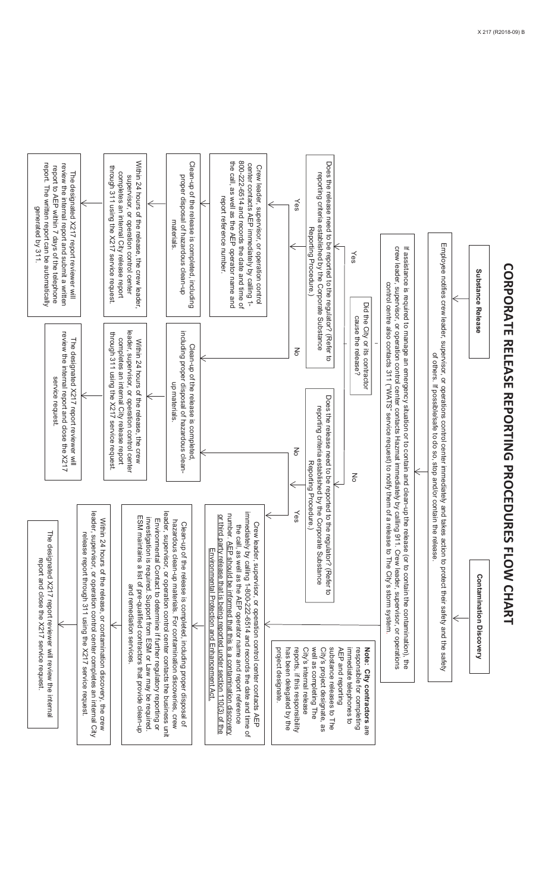# CORPORATE RELEASE REPORTING PROCEDURES FLOW CHART

**Substance Release**

**Contamination Discovery**

Employee notifies crew leader, supervisor, or operations control center immediately and takes action to protect their safety and the safety of others. If possible/safe to do so, stop and/or contain the release.

If assistance is required to manage an emergency situation or to contain and clean-up the release (or to contain the contamination), the crew leader, supervisor, or operation control center contacts Hazmat immediately by calling 911. Crew leader, supervisor, or operations control centre also contacts 311 ("WATS" service request) to notify them of a release to The City's storm system.

Did the City or its contractor cause the release?

**Yes:**

Does the release need to be reported to the regulator? (Refer to reporting criteria established by the Corporate Substance Reporting Procedure.)

- **Yes:**
  - Crew leader, supervisor, or operation control center contacts AEP immediately by calling 1-800-222-6514 and records the date and time of the call, as well as the AEP operator name and report reference number.
  - Clean-up of the release is completed, including proper disposal of hazardous clean-up materials.
  - Within 24 hours of the release, the crew leader, supervisor, or operation control center completes an internal City release report through 311 using the X217 service request.
  - The designated X217 report reviewer will review the internal report and submit a written report to AEP within 7 days of the telephone report. The written report can be automatically generated by 311.
- **No:**
  - Clean-up of the release is completed, including proper disposal of hazardous clean-up materials.
  - Within 24 hours of the release, the crew leader, supervisor, or operation control center completes an internal City release report through 311 using the X217 service request.
  - The designated X217 report reviewer will review the internal report and close the X217 service request.

**No:**

Does the release need to be reported to the regulator? (Refer to reporting criteria established by the Corporate Substance Reporting Procedure.)

- **No:** (proceeds to the clean-up step for releases not reported to the regulator, above)
- **Yes:**
  - Crew leader, supervisor, or operation control center contacts AEP immediately by calling 1-800-222-6514 and records the date and time of the call, as well as the AEP operator name and report reference number. AEP should be informed that this is a contamination discovery or third party release that is being reported under section 110(3) of the Environmental Protection and Enhancement Act.
  - Clean-up of the release is completed, including proper disposal of hazardous clean-up materials. For contamination discoveries, crew leader, supervisor, or operation control center contacts the business unit Environmental Contact to determine if further regulatory reporting or investigation is required. Support from ESM or Law may be required. ESM maintains a list of pre-qualified contractors that provide clean-up and remediation services.
  - Within 24 hours of the release, or contamination discovery, the crew leader, supervisor, or operation control center completes an internal City release report through 311 using the X217 service request.
  - The designated X217 report reviewer will review the internal report and close the X217 service request.

**Contamination Discovery:** Employee notifies crew leader, supervisor, or operations control center immediately (see above); the discovery proceeds to contacting AEP immediately, as described under the "Yes" branch above.

**Note: City contractors** are responsible for completing immediate telephones to AEP and reporting substance releases to The City's project designate, as well as completing The City's internal release reports, if this responsibility has been delegated by the project designate.

X 217 (R2018-09) B